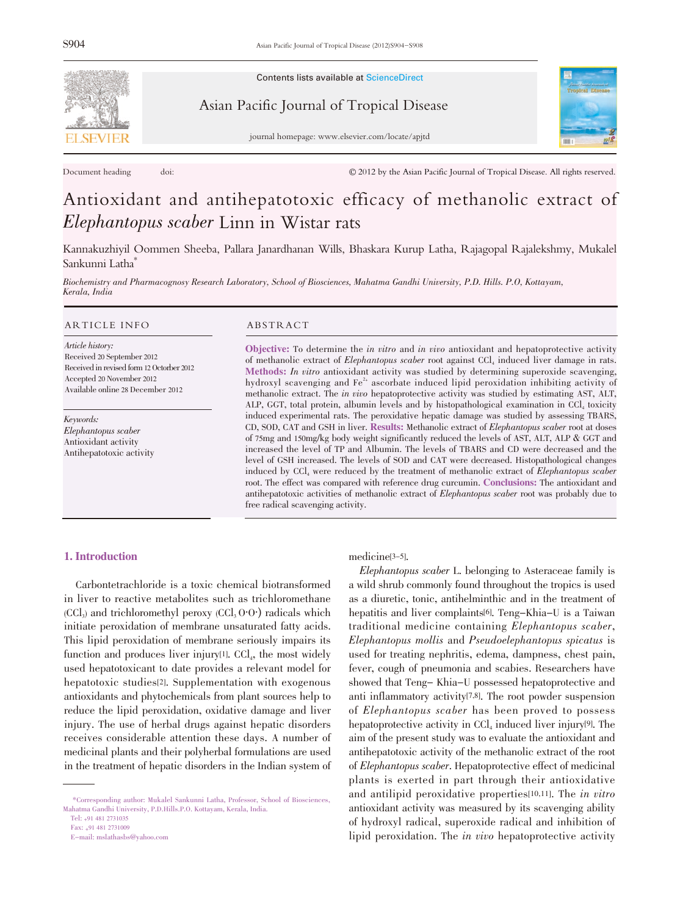Contents lists available at ScienceDirect

Asian Pacific Journal of Tropical Disease

journal homepage: www.elsevier.com/locate/apjtd

Document heading doi: © 2012 by the Asian Pacific Journal of Tropical Disease. All rights reserved.

# Antioxidant and antihepatotoxic efficacy of methanolic extract of *Elephantopus scaber* Linn in Wistar rats

Kannakuzhiyil Oommen Sheeba, Pallara Janardhanan Wills, Bhaskara Kurup Latha, Rajagopal Rajalekshmy, Mukalel Sankunni Latha*

*Biochemistry and Pharmacognosy Research Laboratory, School of Biosciences, Mahatma Gandhi University, P.D. Hills. P.O, Kottayam, Kerala, India*

## ARTICLE INFO

*Article history:*
Received 20 September 2012
Received in revised form 12 Octorber 2012
Accepted 20 November 2012
Available online 28 December 2012

*Keywords:*
*Elephantopus scaber*
Antioxidant activity
Antihepatotoxic activity

## ABSTRACT

**Objective:** To determine the *in vitro* and *in vivo* antioxidant and hepatoprotective activity of methanolic extract of *Elephantopus scaber* root against $CCl_4$ induced liver damage in rats. **Methods:** *In vitro* antioxidant activity was studied by determining superoxide scavenging, hydroxyl scavenging and $Fe^{2+}$ ascorbate induced lipid peroxidation inhibiting activity of methanolic extract. The *in vivo* hepatoprotective activity was studied by estimating AST, ALT, ALP, GGT, total protein, albumin levels and by histopathological examination in $CCl_4$ toxicity induced experimental rats. The peroxidative hepatic damage was studied by assessing TBARS, CD, SOD, CAT and GSH in liver. **Results:** Methanolic extract of *Elephantopus scaber* root at doses of 75mg and 150mg/kg body weight significantly reduced the levels of AST, ALT, ALP & GGT and increased the level of TP and Albumin. The levels of TBARS and CD were decreased and the level of GSH increased. The levels of SOD and CAT were decreased. Histopathological changes induced by $CCl_4$ were reduced by the treatment of methanolic extract of *Elephantopus scaber* root. The effect was compared with reference drug curcumin. **Conclusions:** The antioxidant and antihepatotoxic activities of methanolic extract of *Elephantopus scaber* root was probably due to free radical scavenging activity.

## 1. Introduction

Carbontetrachloride is a toxic chemical biotransformed in liver to reactive metabolites such as trichloromethane ($CCl_3$) and trichloromethyl peroxy ($CCl_3O{\cdot}O{\cdot}$) radicals which initiate peroxidation of membrane unsaturated fatty acids. This lipid peroxidation of membrane seriously impairs its function and produces liver injury[1]. $CCl_4$, the most widely used hepatotoxicant to date provides a relevant model for hepatotoxic studies[2]. Supplementation with exogenous antioxidants and phytochemicals from plant sources help to reduce the lipid peroxidation, oxidative damage and liver injury. The use of herbal drugs against hepatic disorders receives considerable attention these days. A number of medicinal plants and their polyherbal formulations are used in the treatment of hepatic disorders in the Indian system of medicine[3–5].

*Elephantopus scaber* L. belonging to Asteraceae family is a wild shrub commonly found throughout the tropics is used as a diuretic, tonic, antihelminthic and in the treatment of hepatitis and liver complaints[6]. Teng–Khia–U is a Taiwan traditional medicine containing *Elephantopus scaber*, *Elephantopus mollis* and *Pseudoelephantopus spicatus* is used for treating nephritis, edema, dampness, chest pain, fever, cough of pneumonia and scabies. Researchers have showed that Teng– Khia–U possessed hepatoprotective and anti inflammatory activity[7,8]. The root powder suspension of *Elephantopus scaber* has been proved to possess hepatoprotective activity in $CCl_4$ induced liver injury[9]. The aim of the present study was to evaluate the antioxidant and antihepatotoxic activity of the methanolic extract of the root of *Elephantopus scaber*. Hepatoprotective effect of medicinal plants is exerted in part through their antioxidative and antilipid peroxidative properties[10,11]. The *in vitro* antioxidant activity was measured by its scavenging ability of hydroxyl radical, superoxide radical and inhibition of lipid peroxidation. The *in vivo* hepatoprotective activity

*Corresponding author: Mukalel Sankunni Latha, Professor, School of Biosciences, Mahatma Gandhi University, P.D.Hills.P.O. Kottayam, Kerala, India.
Tel: +91 481 2731035
Fax: +91 481 2731009
E–mail: mslathasbs@yahoo.com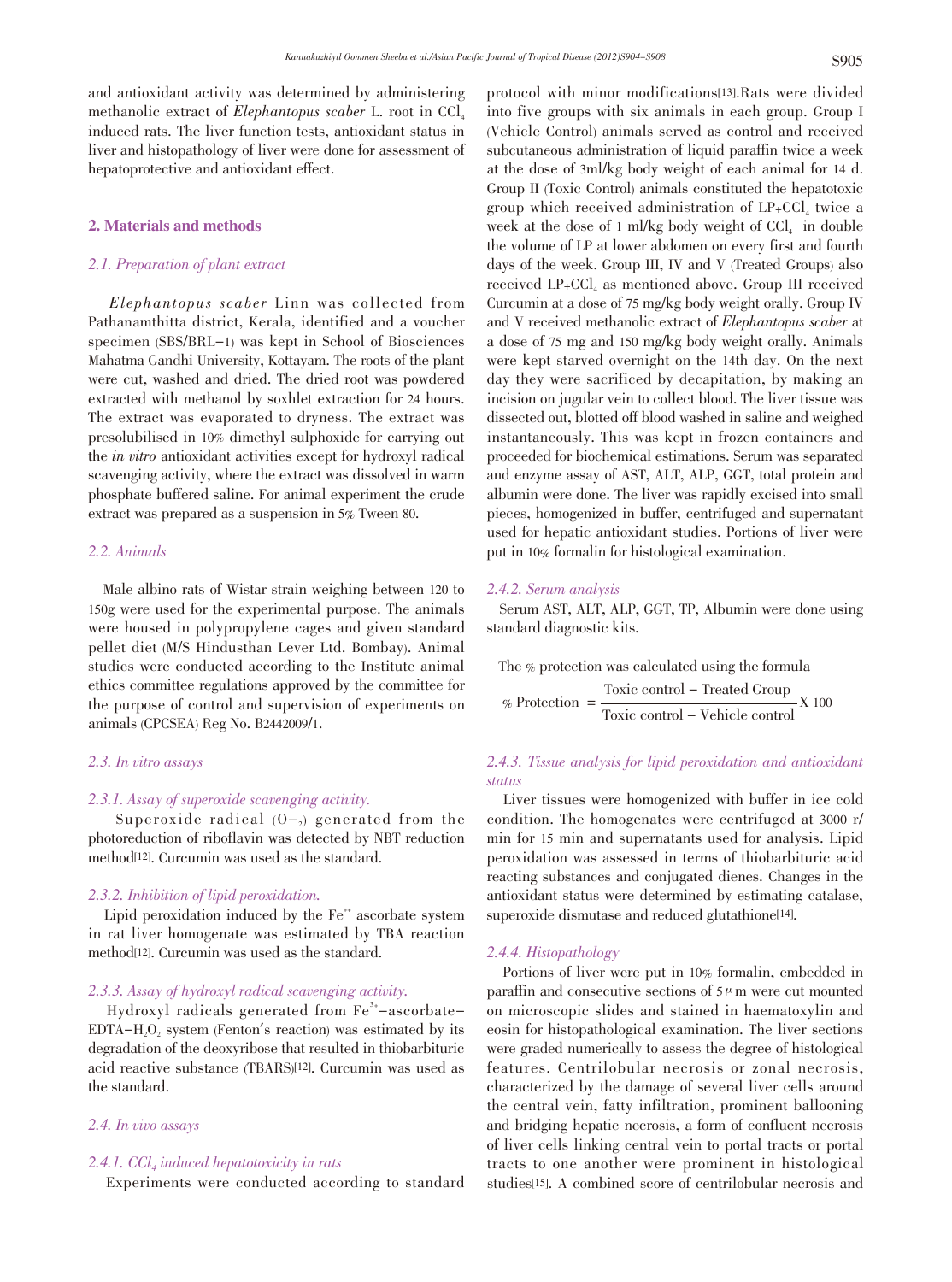and antioxidant activity was determined by administering methanolic extract of *Elephantopus scaber* L. root in $CCl_4$ induced rats. The liver function tests, antioxidant status in liver and histopathology of liver were done for assessment of hepatoprotective and antioxidant effect.

## 2. Materials and methods

### *2.1. Preparation of plant extract*

*Elephantopus scaber* Linn was collected from Pathanamthitta district, Kerala, identified and a voucher specimen (SBS/BRL–1) was kept in School of Biosciences Mahatma Gandhi University, Kottayam. The roots of the plant were cut, washed and dried. The dried root was powdered extracted with methanol by soxhlet extraction for 24 hours. The extract was evaporated to dryness. The extract was presolubilised in 10% dimethyl sulphoxide for carrying out the *in vitro* antioxidant activities except for hydroxyl radical scavenging activity, where the extract was dissolved in warm phosphate buffered saline. For animal experiment the crude extract was prepared as a suspension in 5% Tween 80.

### *2.2. Animals*

Male albino rats of Wistar strain weighing between 120 to 150g were used for the experimental purpose. The animals were housed in polypropylene cages and given standard pellet diet (M/S Hindusthan Lever Ltd. Bombay). Animal studies were conducted according to the Institute animal ethics committee regulations approved by the committee for the purpose of control and supervision of experiments on animals (CPCSEA) Reg No. B2442009/1.

### *2.3. In vitro assays*

#### *2.3.1. Assay of superoxide scavenging activity.*

Superoxide radical ($O_2^-$) generated from the photoreduction of riboflavin was detected by NBT reduction method[12]. Curcumin was used as the standard.

#### *2.3.2. Inhibition of lipid peroxidation.*

Lipid peroxidation induced by the $Fe^{++}$ ascorbate system in rat liver homogenate was estimated by TBA reaction method[12]. Curcumin was used as the standard.

#### *2.3.3. Assay of hydroxyl radical scavenging activity.*

Hydroxyl radicals generated from $Fe^{3+}$–ascorbate–EDTA–$H_2O_2$ system (Fenton's reaction) was estimated by its degradation of the deoxyribose that resulted in thiobarbituric acid reactive substance (TBARS)[12]. Curcumin was used as the standard.

### *2.4. In vivo assays*

#### *2.4.1. $CCl_4$ induced hepatotoxicity in rats*

Experiments were conducted according to standard protocol with minor modifications[13].Rats were divided into five groups with six animals in each group. Group I (Vehicle Control) animals served as control and received subcutaneous administration of liquid paraffin twice a week at the dose of 3ml/kg body weight of each animal for 14 d. Group II (Toxic Control) animals constituted the hepatotoxic group which received administration of LP+$CCl_4$ twice a week at the dose of 1 ml/kg body weight of $CCl_4$ in double the volume of LP at lower abdomen on every first and fourth days of the week. Group III, IV and V (Treated Groups) also received LP+$CCl_4$ as mentioned above. Group III received Curcumin at a dose of 75 mg/kg body weight orally. Group IV and V received methanolic extract of *Elephantopus scaber* at a dose of 75 mg and 150 mg/kg body weight orally. Animals were kept starved overnight on the 14th day. On the next day they were sacrificed by decapitation, by making an incision on jugular vein to collect blood. The liver tissue was dissected out, blotted off blood washed in saline and weighed instantaneously. This was kept in frozen containers and proceeded for biochemical estimations. Serum was separated and enzyme assay of AST, ALT, ALP, GGT, total protein and albumin were done. The liver was rapidly excised into small pieces, homogenized in buffer, centrifuged and supernatant used for hepatic antioxidant studies. Portions of liver were put in 10% formalin for histological examination.

#### *2.4.2. Serum analysis*

Serum AST, ALT, ALP, GGT, TP, Albumin were done using standard diagnostic kits.

The % protection was calculated using the formula

$$\% \text{ Protection} = \frac{\text{Toxic control} - \text{Treated Group}}{\text{Toxic control} - \text{Vehicle control}} \times 100$$

#### *2.4.3. Tissue analysis for lipid peroxidation and antioxidant status*

Liver tissues were homogenized with buffer in ice cold condition. The homogenates were centrifuged at 3000 r/min for 15 min and supernatants used for analysis. Lipid peroxidation was assessed in terms of thiobarbituric acid reacting substances and conjugated dienes. Changes in the antioxidant status were determined by estimating catalase, superoxide dismutase and reduced glutathione[14].

#### *2.4.4. Histopathology*

Portions of liver were put in 10% formalin, embedded in paraffin and consecutive sections of 5 μm were cut mounted on microscopic slides and stained in haematoxylin and eosin for histopathological examination. The liver sections were graded numerically to assess the degree of histological features. Centrilobular necrosis or zonal necrosis, characterized by the damage of several liver cells around the central vein, fatty infiltration, prominent ballooning and bridging hepatic necrosis, a form of confluent necrosis of liver cells linking central vein to portal tracts or portal tracts to one another were prominent in histological studies[15]. A combined score of centrilobular necrosis and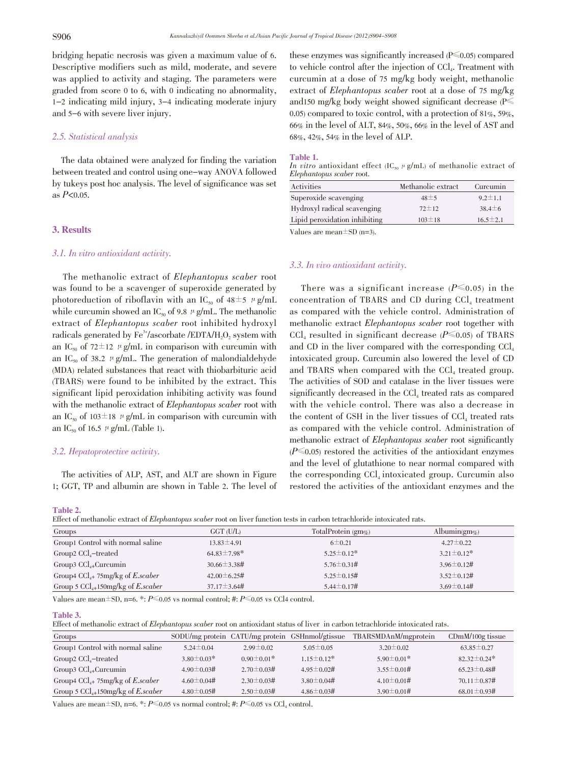bridging hepatic necrosis was given a maximum value of 6. Descriptive modifiers such as mild, moderate, and severe was applied to activity and staging. The parameters were graded from score 0 to 6, with 0 indicating no abnormality, 1–2 indicating mild injury, 3–4 indicating moderate injury and 5–6 with severe liver injury.

### 2.5. Statistical analysis

The data obtained were analyzed for finding the variation between treated and control using one–way ANOVA followed by tukeys post hoc analysis. The level of significance was set as $P<0.05$.

## 3. Results

### 3.1. In vitro antioxidant activity.

The methanolic extract of *Elephantopus scaber* root was found to be a scavenger of superoxide generated by photoreduction of riboflavin with an $IC_{50}$ of 48±5 μg/mL while curcumin showed an $IC_{50}$ of 9.8 μg/mL. The methanolic extract of *Elephantopus scaber* root inhibited hydroxyl radicals generated by $Fe^{3+}$/ascorbate /EDTA/$H_2O_2$ system with an $IC_{50}$ of 72±12 μg/mL in comparison with curcumin with an $IC_{50}$ of 38.2 μg/mL. The generation of malondialdehyde (MDA) related substances that react with thiobarbituric acid (TBARS) were found to be inhibited by the extract. This significant lipid peroxidation inhibiting activity was found with the methanolic extract of *Elephantopus scaber* root with an $IC_{50}$ of 103±18 μg/mL in comparison with curcumin with an $IC_{50}$ of 16.5 μg/mL (Table 1).

### 3.2. Hepatoprotective activity.

The activities of ALP, AST, and ALT are shown in Figure 1; GGT, TP and albumin are shown in Table 2. The level of these enzymes was significantly increased ($P≤0.05$) compared to vehicle control after the injection of $CCl_4$. Treatment with curcumin at a dose of 75 mg/kg body weight, methanolic extract of *Elephantopus scaber* root at a dose of 75 mg/kg and150 mg/kg body weight showed significant decrease ($P≤0.05$) compared to toxic control, with a protection of 81%, 59%, 66% in the level of ALT, 84%, 50%, 66% in the level of AST and 68%, 42%, 54% in the level of ALP.

**Table 1.**
*In vitro* antioxidant effect ($IC_{50}$ μg/mL) of methanolic extract of *Elephantopus scaber* root.

| Activities | Methanolic extract | Curcumin |
|---|---|---|
| Superoxide scavenging | 48±5 | 9.2±1.1 |
| Hydroxyl radical scavenging | 72±12 | 38.4±6 |
| Lipid peroxidation inhibiting | 103±18 | 16.5±2.1 |

Values are mean±SD (n=3).

### 3.3. In vivo antioxidant activity.

There was a significant increase ($P≤0.05$) in the concentration of TBARS and CD during $CCl_4$ treatment as compared with the vehicle control. Administration of methanolic extract *Elephantopus scaber* root together with $CCl_4$ resulted in significant decrease ($P≤0.05$) of TBARS and CD in the liver compared with the corresponding $CCl_4$ intoxicated group. Curcumin also lowered the level of CD and TBARS when compared with the $CCl_4$ treated group. The activities of SOD and catalase in the liver tissues were significantly decreased in the $CCl_4$ treated rats as compared with the vehicle control. There was also a decrease in the content of GSH in the liver tissues of $CCl_4$ treated rats as compared with the vehicle control. Administration of methanolic extract of *Elephantopus scaber* root significantly ($P≤0.05$) restored the activities of the antioxidant enzymes and the level of glutathione to near normal compared with the corresponding $CCl_4$ intoxicated group. Curcumin also restored the activities of the antioxidant enzymes and the

**Table 2.**
Effect of methanolic extract of *Elephantopus scaber* root on liver function tests in carbon tetrachloride intoxicated rats.

| Groups | GGT (U/L) | TotalProtein (gm%) | Albumin(gm%) |
|---|---|---|---|
| Group1 Control with normal saline | 13.83±4.91 | 6±0.21 | 4.27±0.22 |
| Group2 $CCl_4$–treated | 64.83±7.98* | 5.25±0.12* | 3.21±0.12* |
| Group3 $CCl_4$+Curcumin | 30.66±3.38# | 5.76±0.31# | 3.96±0.12# |
| Group4 $CCl_4$+ 75mg/kg of *E.scaber* | 42.00±6.25# | 5.25±0.15# | 3.52±0.12# |
| Group 5 $CCl_4$+150mg/kg of *E.scaber* | 37.17±3.64# | 5.44±0.17# | 3.69±0.14# |

Values are mean±SD, n=6. *: $P≤0.05$ vs normal control; #: $P≤0.05$ vs CCl4 control.

**Table 3.**
Effect of methanolic extract of *Elephantopus scaber* root on antioxidant status of liver in carbon tetrachloride intoxicated rats.

| Groups | SODU/mg protein | CATU/mg protein | GSHnmol/gtissue | TBARSMDAnM/mgprotein | CDmM/100g tissue |
|---|---|---|---|---|---|
| Group1 Control with normal saline | 5.24±0.04 | 2.99±0.02 | 5.05±0.05 | 3.20±0.02 | 63.85±0.27 |
| Group2 $CCl_4$–treated | 3.80±0.03* | 0.90±0.01* | 1.15±0.12* | 5.90±0.01* | 82.32±0.24* |
| Group3 $CCl_4$+Curcumin | 4.90±0.03# | 2.70±0.03# | 4.95±0.02# | 3.55±0.01# | 65.23±0.48# |
| Group4 $CCl_4$+ 75mg/kg of *E.scaber* | 4.60±0.04# | 2.30±0.03# | 3.80±0.04# | 4.10±0.01# | 70.11±0.87# |
| Group 5 $CCl_4$+150mg/kg of *E.scaber* | 4.80±0.05# | 2.50±0.03# | 4.86±0.03# | 3.90±0.01# | 68.01±0.93# |

Values are mean±SD, n=6. *: $P≤0.05$ vs normal control; #: $P≤0.05$ vs $CCl_4$ control.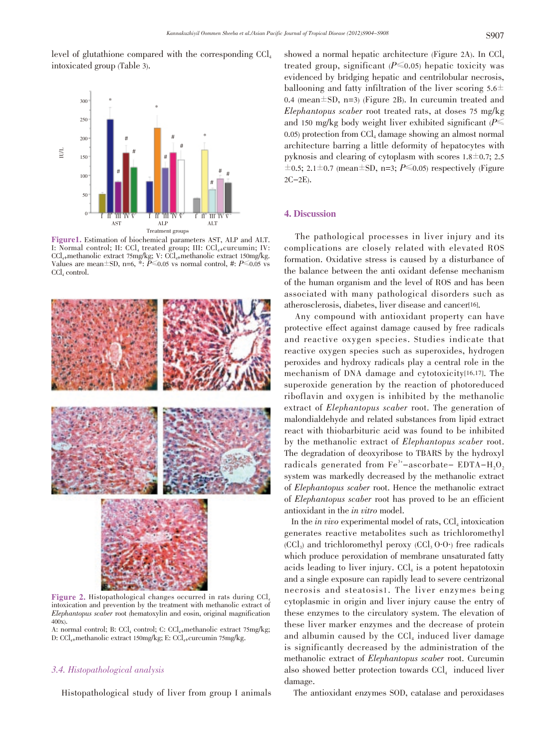level of glutathione compared with the corresponding $CCl_4$ intoxicated group (Table 3).

Figure1. Estimation of biochemical parameters AST, ALP and ALT. I: Normal control; II: $CCl_4$ treated group; III: $CCl_4$+curcumin; IV: $CCl_4$+methanolic extract 75mg/kg; V: $CCl_4$+methanolic extract 150mg/kg. Values are mean±SD, n=6, *: $P\leqslant0.05$ vs normal control, #: $P\leqslant0.05$ vs $CCl_4$ control.

Figure 2. Histopathological changes occurred in rats during $CCl_4$ intoxication and prevention by the treatment with methanolic extract of *Elephantopus scaber* root (hematoxylin and eosin, original magnification 400x).

A: normal control; B: $CCl_4$ control; C: $CCl_4$+methanolic extract 75mg/kg; D: $CCl_4$+methanolic extract 150mg/kg; E: $CCl_4$+curcumin 75mg/kg.

### *3.4. Histopathological analysis*

Histopathological study of liver from group I animals showed a normal hepatic architecture (Figure 2A). In $CCl_4$ treated group, significant ($P\leqslant0.05$) hepatic toxicity was evidenced by bridging hepatic and centrilobular necrosis, ballooning and fatty infiltration of the liver scoring 5.6±0.4 (mean±SD, n=3) (Figure 2B). In curcumin treated and *Elephantopus scaber* root treated rats, at doses 75 mg/kg and 150 mg/kg body weight liver exhibited significant ($P\leqslant0.05$) protection from $CCl_4$ damage showing an almost normal architecture barring a little deformity of hepatocytes with pyknosis and clearing of cytoplasm with scores 1.8±0.7; 2.5±0.5; 2.1±0.7 (mean±SD, n=3; $P\leqslant0.05$) respectively (Figure 2C-2E).

## 4. Discussion

The pathological processes in liver injury and its complications are closely related with elevated ROS formation. Oxidative stress is caused by a disturbance of the balance between the anti oxidant defense mechanism of the human organism and the level of ROS and has been associated with many pathological disorders such as atherosclerosis, diabetes, liver disease and cancer[16].

Any compound with antioxidant property can have protective effect against damage caused by free radicals and reactive oxygen species. Studies indicate that reactive oxygen species such as superoxides, hydrogen peroxides and hydroxy radicals play a central role in the mechanism of DNA damage and cytotoxicity[16,17]. The superoxide generation by the reaction of photoreduced riboflavin and oxygen is inhibited by the methanolic extract of *Elephantopus scaber* root. The generation of malondialdehyde and related substances from lipid extract react with thiobarbituric acid was found to be inhibited by the methanolic extract of *Elephantopus scaber* root. The degradation of deoxyribose to TBARS by the hydroxyl radicals generated from $Fe^{3+}$–ascorbate– EDTA–$H_2O_2$ system was markedly decreased by the methanolic extract of *Elephantopus scaber* root. Hence the methanolic extract of *Elephantopus scaber* root has proved to be an efficient antioxidant in the *in vitro* model.

In the *in vivo* experimental model of rats, $CCl_4$ intoxication generates reactive metabolites such as trichloromethyl ($CCl_3$) and trichloromethyl peroxy ($CCl_3O{\cdot}O{\cdot}$) free radicals which produce peroxidation of membrane unsaturated fatty acids leading to liver injury. $CCl_4$ is a potent hepatotoxin and a single exposure can rapidly lead to severe centrizonal necrosis and steatosis1. The liver enzymes being cytoplasmic in origin and liver injury cause the entry of these enzymes to the circulatory system. The elevation of these liver marker enzymes and the decrease of protein and albumin caused by the $CCl_4$ induced liver damage is significantly decreased by the administration of the methanolic extract of *Elephantopus scaber* root. Curcumin also showed better protection towards $CCl_4$ induced liver damage.

The antioxidant enzymes SOD, catalase and peroxidases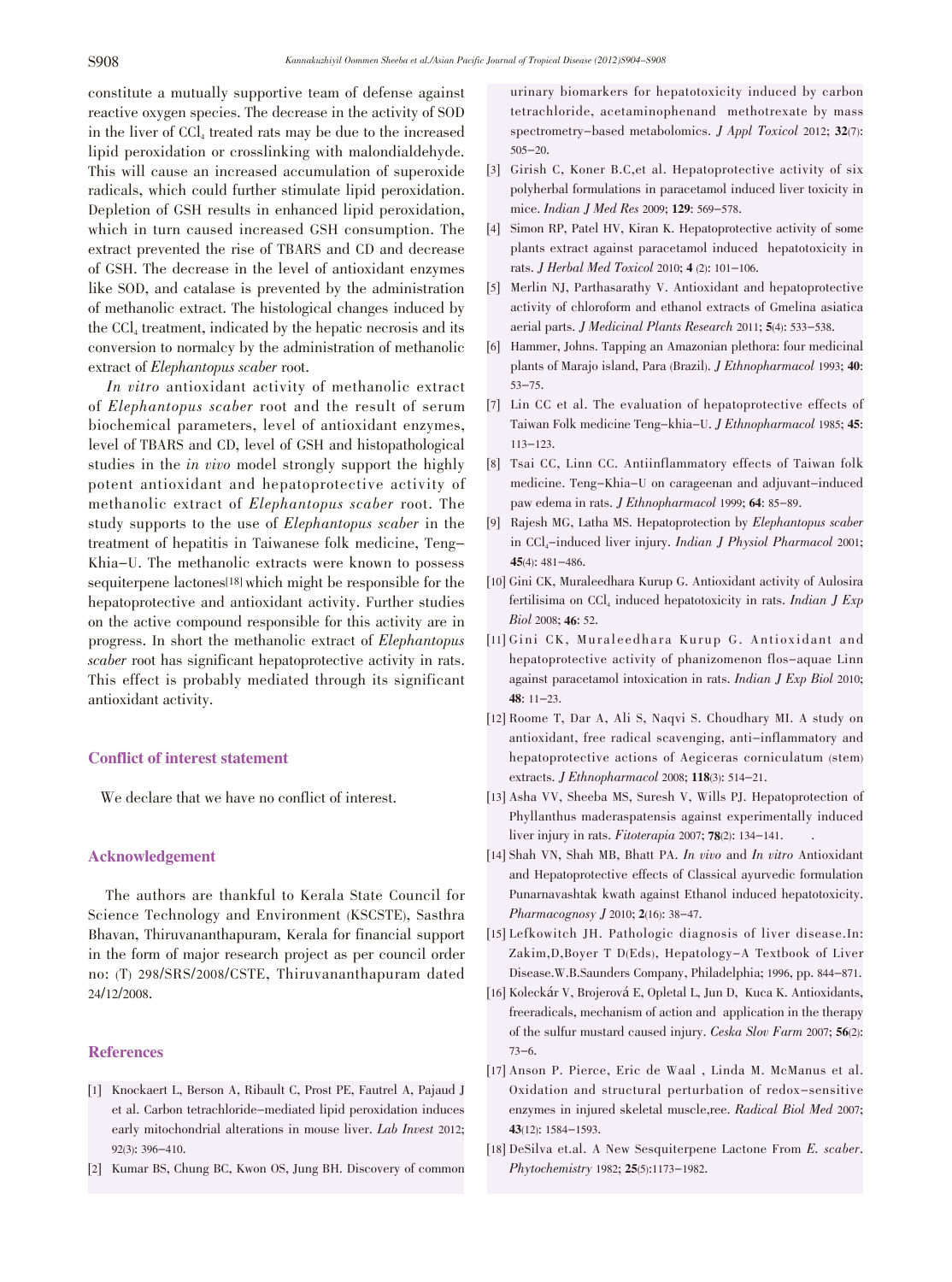constitute a mutually supportive team of defense against reactive oxygen species. The decrease in the activity of SOD in the liver of $CCl_4$ treated rats may be due to the increased lipid peroxidation or crosslinking with malondialdehyde. This will cause an increased accumulation of superoxide radicals, which could further stimulate lipid peroxidation. Depletion of GSH results in enhanced lipid peroxidation, which in turn caused increased GSH consumption. The extract prevented the rise of TBARS and CD and decrease of GSH. The decrease in the level of antioxidant enzymes like SOD, and catalase is prevented by the administration of methanolic extract. The histological changes induced by the $CCl_4$ treatment, indicated by the hepatic necrosis and its conversion to normalcy by the administration of methanolic extract of *Elephantopus scaber* root.

*In vitro* antioxidant activity of methanolic extract of *Elephantopus scaber* root and the result of serum biochemical parameters, level of antioxidant enzymes, level of TBARS and CD, level of GSH and histopathological studies in the *in vivo* model strongly support the highly potent antioxidant and hepatoprotective activity of methanolic extract of *Elephantopus scaber* root. The study supports to the use of *Elephantopus scaber* in the treatment of hepatitis in Taiwanese folk medicine, Teng-Khia-U. The methanolic extracts were known to possess sequiterpene lactones[18] which might be responsible for the hepatoprotective and antioxidant activity. Further studies on the active compound responsible for this activity are in progress. In short the methanolic extract of *Elephantopus scaber* root has significant hepatoprotective activity in rats. This effect is probably mediated through its significant antioxidant activity.

## Conflict of interest statement

We declare that we have no conflict of interest.

## Acknowledgement

The authors are thankful to Kerala State Council for Science Technology and Environment (KSCSTE), Sasthra Bhavan, Thiruvananthapuram, Kerala for financial support in the form of major research project as per council order no: (T) 298/SRS/2008/CSTE, Thiruvananthapuram dated 24/12/2008.

## References

[1] Knockaert L, Berson A, Ribault C, Prost PE, Fautrel A, Pajaud J et al. Carbon tetrachloride-mediated lipid peroxidation induces early mitochondrial alterations in mouse liver. *Lab Invest* 2012; 92(3): 396-410.

[2] Kumar BS, Chung BC, Kwon OS, Jung BH. Discovery of common urinary biomarkers for hepatotoxicity induced by carbon tetrachloride, acetaminophenand methotrexate by mass spectrometry-based metabolomics. *J Appl Toxicol* 2012; **32**(7): 505-20.

[3] Girish C, Koner B.C,et al. Hepatoprotective activity of six polyherbal formulations in paracetamol induced liver toxicity in mice. *Indian J Med Res* 2009; **129**: 569-578.

[4] Simon RP, Patel HV, Kiran K. Hepatoprotective activity of some plants extract against paracetamol induced hepatotoxicity in rats. *J Herbal Med Toxicol* 2010; **4** (2): 101-106.

[5] Merlin NJ, Parthasarathy V. Antioxidant and hepatoprotective activity of chloroform and ethanol extracts of Gmelina asiatica aerial parts. *J Medicinal Plants Research* 2011; **5**(4): 533-538.

[6] Hammer, Johns. Tapping an Amazonian plethora: four medicinal plants of Marajo island, Para (Brazil). *J Ethnopharmacol* 1993; **40**: 53-75.

[7] Lin CC et al. The evaluation of hepatoprotective effects of Taiwan Folk medicine Teng-khia-U. *J Ethnopharmacol* 1985; **45**: 113-123.

[8] Tsai CC, Linn CC. Antiinflammatory effects of Taiwan folk medicine. Teng-Khia-U on carageenan and adjuvant-induced paw edema in rats. *J Ethnopharmacol* 1999; **64**: 85-89.

[9] Rajesh MG, Latha MS. Hepatoprotection by *Elephantopus scaber* in $CCl_4$-induced liver injury. *Indian J Physiol Pharmacol* 2001; **45**(4): 481-486.

[10] Gini CK, Muraleedhara Kurup G. Antioxidant activity of Aulosira fertilisima on $CCl_4$ induced hepatotoxicity in rats. *Indian J Exp Biol* 2008; **46**: 52.

[11] Gini CK, Muraleedhara Kurup G. Antioxidant and hepatoprotective activity of phanizomenon flos-aquae Linn against paracetamol intoxication in rats. *Indian J Exp Biol* 2010; **48**: 11-23.

[12] Roome T, Dar A, Ali S, Naqvi S. Choudhary MI. A study on antioxidant, free radical scavenging, anti-inflammatory and hepatoprotective actions of Aegiceras corniculatum (stem) extracts. *J Ethnopharmacol* 2008; **118**(3): 514-21.

[13] Asha VV, Sheeba MS, Suresh V, Wills PJ. Hepatoprotection of Phyllanthus maderaspatensis against experimentally induced liver injury in rats. *Fitoterapia* 2007; **78**(2): 134-141.

[14] Shah VN, Shah MB, Bhatt PA. *In vivo* and *In vitro* Antioxidant and Hepatoprotective effects of Classical ayurvedic formulation Punarnavashtak kwath against Ethanol induced hepatotoxicity. *Pharmacognosy J* 2010; **2**(16): 38-47.

[15] Lefkowitch JH. Pathologic diagnosis of liver disease.In: Zakim,D,Boyer T D(Eds), Hepatology-A Textbook of Liver Disease.W.B.Saunders Company, Philadelphia; 1996, pp. 844-871.

[16] Koleckár V, Brojerová E, Opletal L, Jun D, Kuca K. Antioxidants, freeradicals, mechanism of action and application in the therapy of the sulfur mustard caused injury. *Ceska Slov Farm* 2007; **56**(2): 73-6.

[17] Anson P. Pierce, Eric de Waal , Linda M. McManus et al. Oxidation and structural perturbation of redox-sensitive enzymes in injured skeletal muscle,ree. *Radical Biol Med* 2007; **43**(12): 1584-1593.

[18] DeSilva et.al. A New Sesquiterpene Lactone From *E. scaber*. *Phytochemistry* 1982; **25**(5):1173-1982.